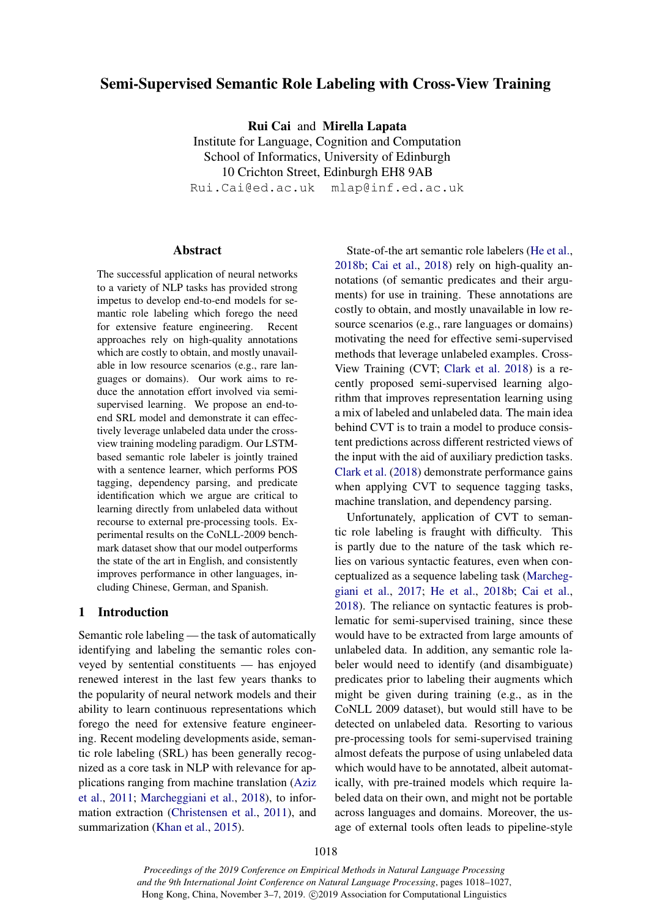# Semi-Supervised Semantic Role Labeling with Cross-View Training

**Rui Cai** and **Mirella Lapata**

Institute for Language, Cognition and Computation
School of Informatics, University of Edinburgh
10 Crichton Street, Edinburgh EH8 9AB

Rui.Cai@ed.ac.uk mlap@inf.ed.ac.uk

## Abstract

The successful application of neural networks to a variety of NLP tasks has provided strong impetus to develop end-to-end models for semantic role labeling which forego the need for extensive feature engineering. Recent approaches rely on high-quality annotations which are costly to obtain, and mostly unavailable in low resource scenarios (e.g., rare languages or domains). Our work aims to reduce the annotation effort involved via semi-supervised learning. We propose an end-to-end SRL model and demonstrate it can effectively leverage unlabeled data under the cross-view training modeling paradigm. Our LSTM-based semantic role labeler is jointly trained with a sentence learner, which performs POS tagging, dependency parsing, and predicate identification which we argue are critical to learning directly from unlabeled data without recourse to external pre-processing tools. Experimental results on the CoNLL-2009 benchmark dataset show that our model outperforms the state of the art in English, and consistently improves performance in other languages, including Chinese, German, and Spanish.

## 1 Introduction

Semantic role labeling — the task of automatically identifying and labeling the semantic roles conveyed by sentential constituents — has enjoyed renewed interest in the last few years thanks to the popularity of neural network models and their ability to learn continuous representations which forego the need for extensive feature engineering. Recent modeling developments aside, semantic role labeling (SRL) has been generally recognized as a core task in NLP with relevance for applications ranging from machine translation (Aziz et al., 2011; Marcheggiani et al., 2018), to information extraction (Christensen et al., 2011), and summarization (Khan et al., 2015).

State-of-the art semantic role labelers (He et al., 2018b; Cai et al., 2018) rely on high-quality annotations (of semantic predicates and their arguments) for use in training. These annotations are costly to obtain, and mostly unavailable in low resource scenarios (e.g., rare languages or domains) motivating the need for effective semi-supervised methods that leverage unlabeled examples. Cross-View Training (CVT; Clark et al. 2018) is a recently proposed semi-supervised learning algorithm that improves representation learning using a mix of labeled and unlabeled data. The main idea behind CVT is to train a model to produce consistent predictions across different restricted views of the input with the aid of auxiliary prediction tasks. Clark et al. (2018) demonstrate performance gains when applying CVT to sequence tagging tasks, machine translation, and dependency parsing.

Unfortunately, application of CVT to semantic role labeling is fraught with difficulty. This is partly due to the nature of the task which relies on various syntactic features, even when conceptualized as a sequence labeling task (Marcheggiani et al., 2017; He et al., 2018b; Cai et al., 2018). The reliance on syntactic features is problematic for semi-supervised training, since these would have to be extracted from large amounts of unlabeled data. In addition, any semantic role labeler would need to identify (and disambiguate) predicates prior to labeling their augments which might be given during training (e.g., as in the CoNLL 2009 dataset), but would still have to be detected on unlabeled data. Resorting to various pre-processing tools for semi-supervised training almost defeats the purpose of using unlabeled data which would have to be annotated, albeit automatically, with pre-trained models which require labeled data on their own, and might not be portable across languages and domains. Moreover, the usage of external tools often leads to pipeline-style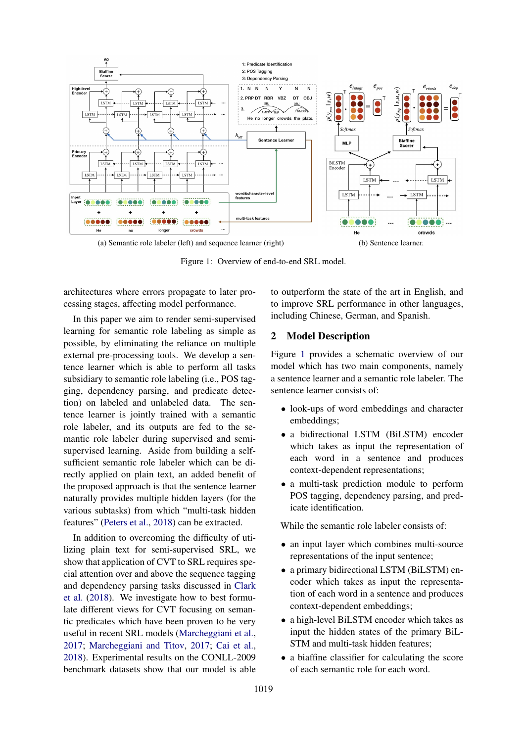(a) Semantic role labeler (left) and sequence learner (right)

(b) Sentence learner.

Figure 1: Overview of end-to-end SRL model.

architectures where errors propagate to later processing stages, affecting model performance.

In this paper we aim to render semi-supervised learning for semantic role labeling as simple as possible, by eliminating the reliance on multiple external pre-processing tools. We develop a sentence learner which is able to perform all tasks subsidiary to semantic role labeling (i.e., POS tagging, dependency parsing, and predicate detection) on labeled and unlabeled data. The sentence learner is jointly trained with a semantic role labeler, and its outputs are fed to the semantic role labeler during supervised and semi-supervised learning. Aside from building a self-sufficient semantic role labeler which can be directly applied on plain text, an added benefit of the proposed approach is that the sentence learner naturally provides multiple hidden layers (for the various subtasks) from which "multi-task hidden features" (Peters et al., 2018) can be extracted.

In addition to overcoming the difficulty of utilizing plain text for semi-supervised SRL, we show that application of CVT to SRL requires special attention over and above the sequence tagging and dependency parsing tasks discussed in Clark et al. (2018). We investigate how to best formulate different views for CVT focusing on semantic predicates which have been proven to be very useful in recent SRL models (Marcheggiani et al., 2017; Marcheggiani and Titov, 2017; Cai et al., 2018). Experimental results on the CONLL-2009 benchmark datasets show that our model is able to outperform the state of the art in English, and to improve SRL performance in other languages, including Chinese, German, and Spanish.

## 2 Model Description

Figure 1 provides a schematic overview of our model which has two main components, namely a sentence learner and a semantic role labeler. The sentence learner consists of:

- look-ups of word embeddings and character embeddings;
- a bidirectional LSTM (BiLSTM) encoder which takes as input the representation of each word in a sentence and produces context-dependent representations;
- a multi-task prediction module to perform POS tagging, dependency parsing, and predicate identification.

While the semantic role labeler consists of:

- an input layer which combines multi-source representations of the input sentence;
- a primary bidirectional LSTM (BiLSTM) encoder which takes as input the representation of each word in a sentence and produces context-dependent embeddings;
- a high-level BiLSTM encoder which takes as input the hidden states of the primary BiLSTM and multi-task hidden features;
- a biaffine classifier for calculating the score of each semantic role for each word.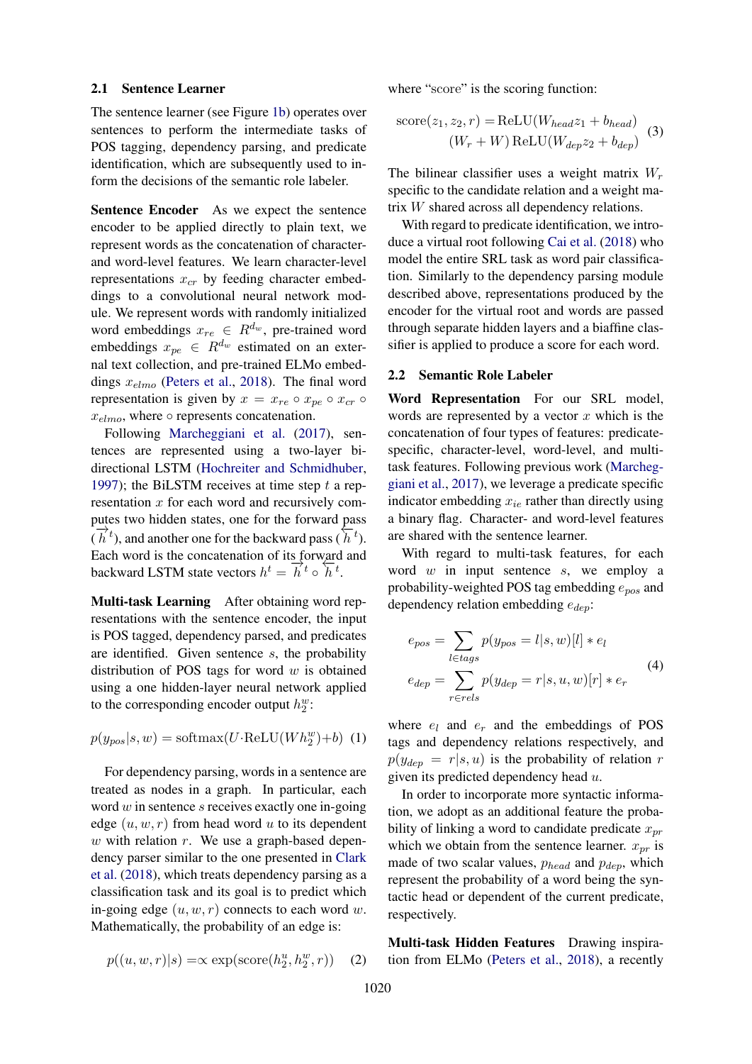### 2.1 Sentence Learner

The sentence learner (see Figure 1b) operates over sentences to perform the intermediate tasks of POS tagging, dependency parsing, and predicate identification, which are subsequently used to inform the decisions of the semantic role labeler.

**Sentence Encoder** As we expect the sentence encoder to be applied directly to plain text, we represent words as the concatenation of character- and word-level features. We learn character-level representations $x_{cr}$ by feeding character embeddings to a convolutional neural network module. We represent words with randomly initialized word embeddings $x_{re} \in R^{d_w}$, pre-trained word embeddings $x_{pe} \in R^{d_w}$ estimated on an external text collection, and pre-trained ELMo embeddings $x_{elmo}$ (Peters et al., 2018). The final word representation is given by $x = x_{re} \circ x_{pe} \circ x_{cr} \circ x_{elmo}$, where $\circ$ represents concatenation.

Following Marcheggiani et al. (2017), sentences are represented using a two-layer bi-directional LSTM (Hochreiter and Schmidhuber, 1997); the BiLSTM receives at time step $t$ a representation $x$ for each word and recursively computes two hidden states, one for the forward pass ($\overrightarrow{h}^t$), and another one for the backward pass ($\overleftarrow{h}^t$). Each word is the concatenation of its forward and backward LSTM state vectors $h^t = \overrightarrow{h}^t \circ \overleftarrow{h}^t$.

**Multi-task Learning** After obtaining word representations with the sentence encoder, the input is POS tagged, dependency parsed, and predicates are identified. Given sentence $s$, the probability distribution of POS tags for word $w$ is obtained using a one hidden-layer neural network applied to the corresponding encoder output $h_2^w$:

$$p(y_{pos}|s, w) = \text{softmax}(U \cdot \text{ReLU}(W h_2^w) + b) \quad (1)$$

For dependency parsing, words in a sentence are treated as nodes in a graph. In particular, each word $w$ in sentence $s$ receives exactly one in-going edge $(u, w, r)$ from head word $u$ to its dependent $w$ with relation $r$. We use a graph-based dependency parser similar to the one presented in Clark et al. (2018), which treats dependency parsing as a classification task and its goal is to predict which in-going edge $(u, w, r)$ connects to each word $w$. Mathematically, the probability of an edge is:

$$p((u, w, r)|s) = \propto \exp(\text{score}(h_2^u, h_2^w, r)) \quad (2)$$

where "score" is the scoring function:

$$\begin{aligned} \text{score}(z_1, z_2, r) = & \text{ReLU}(W_{head} z_1 + b_{head}) \\ & (W_r + W) \, \text{ReLU}(W_{dep} z_2 + b_{dep}) \end{aligned} \quad (3)$$

The bilinear classifier uses a weight matrix $W_r$ specific to the candidate relation and a weight matrix $W$ shared across all dependency relations.

With regard to predicate identification, we introduce a virtual root following Cai et al. (2018) who model the entire SRL task as word pair classification. Similarly to the dependency parsing module described above, representations produced by the encoder for the virtual root and words are passed through separate hidden layers and a biaffine classifier is applied to produce a score for each word.

### 2.2 Semantic Role Labeler

**Word Representation** For our SRL model, words are represented by a vector $x$ which is the concatenation of four types of features: predicate-specific, character-level, word-level, and multi-task features. Following previous work (Marcheggiani et al., 2017), we leverage a predicate specific indicator embedding $x_{ie}$ rather than directly using a binary flag. Character- and word-level features are shared with the sentence learner.

With regard to multi-task features, for each word $w$ in input sentence $s$, we employ a probability-weighted POS tag embedding $e_{pos}$ and dependency relation embedding $e_{dep}$:

$$\begin{aligned} e_{pos} &= \sum_{l \in tags} p(y_{pos} = l|s, w)[l] * e_l \\ e_{dep} &= \sum_{r \in rels} p(y_{dep} = r|s, u, w)[r] * e_r \end{aligned} \quad (4)$$

where $e_l$ and $e_r$ and the embeddings of POS tags and dependency relations respectively, and $p(y_{dep} = r|s, u)$ is the probability of relation $r$ given its predicted dependency head $u$.

In order to incorporate more syntactic information, we adopt as an additional feature the probability of linking a word to candidate predicate $x_{pr}$ which we obtain from the sentence learner. $x_{pr}$ is made of two scalar values, $p_{head}$ and $p_{dep}$, which represent the probability of a word being the syntactic head or dependent of the current predicate, respectively.

**Multi-task Hidden Features** Drawing inspiration from ELMo (Peters et al., 2018), a recently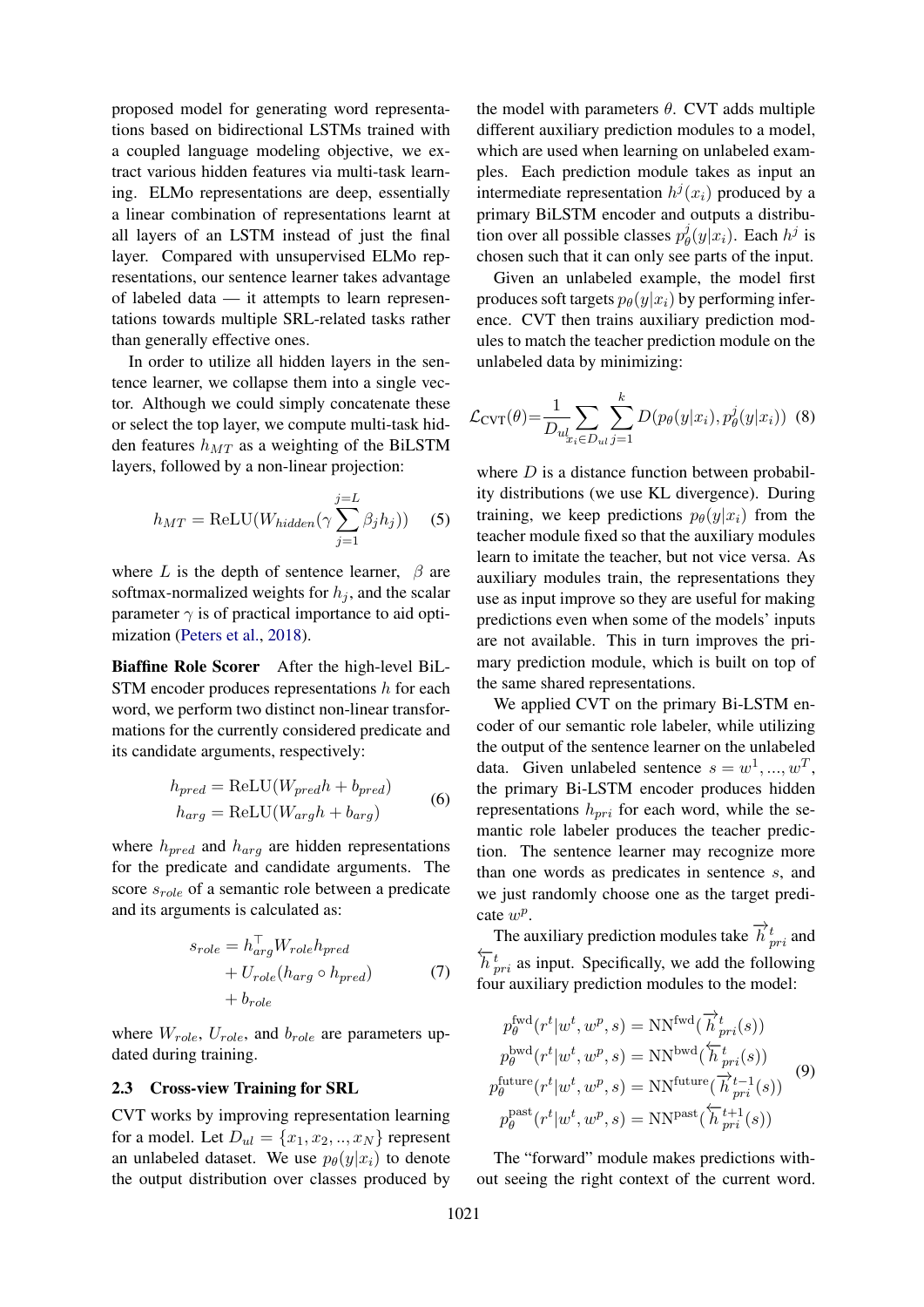proposed model for generating word representations based on bidirectional LSTMs trained with a coupled language modeling objective, we extract various hidden features via multi-task learning. ELMo representations are deep, essentially a linear combination of representations learnt at all layers of an LSTM instead of just the final layer. Compared with unsupervised ELMo representations, our sentence learner takes advantage of labeled data — it attempts to learn representations towards multiple SRL-related tasks rather than generally effective ones.

In order to utilize all hidden layers in the sentence learner, we collapse them into a single vector. Although we could simply concatenate these or select the top layer, we compute multi-task hidden features $h_{MT}$ as a weighting of the BiLSTM layers, followed by a non-linear projection:

$$h_{MT} = \mathrm{ReLU}(W_{hidden}(\gamma \sum_{j=1}^{j=L} \beta_j h_j)) \tag{5}$$

where $L$ is the depth of sentence learner, $\beta$ are softmax-normalized weights for $h_j$, and the scalar parameter $\gamma$ is of practical importance to aid optimization (Peters et al., 2018).

**Biaffine Role Scorer** After the high-level BiLSTM encoder produces representations $h$ for each word, we perform two distinct non-linear transformations for the currently considered predicate and its candidate arguments, respectively:

$$\begin{aligned} h_{pred} &= \mathrm{ReLU}(W_{pred} h + b_{pred}) \\ h_{arg} &= \mathrm{ReLU}(W_{arg} h + b_{arg}) \end{aligned} \tag{6}$$

where $h_{pred}$ and $h_{arg}$ are hidden representations for the predicate and candidate arguments. The score $s_{role}$ of a semantic role between a predicate and its arguments is calculated as:

$$\begin{aligned} s_{role} &= h_{arg}^{\top} W_{role} h_{pred} \\ &+ U_{role}(h_{arg} \circ h_{pred}) \\ &+ b_{role} \end{aligned} \tag{7}$$

where $W_{role}$, $U_{role}$, and $b_{role}$ are parameters updated during training.

## 2.3 Cross-view Training for SRL

CVT works by improving representation learning for a model. Let $D_{ul} = \{x_1, x_2, .., x_N\}$ represent an unlabeled dataset. We use $p_\theta(y|x_i)$ to denote the output distribution over classes produced by the model with parameters $\theta$. CVT adds multiple different auxiliary prediction modules to a model, which are used when learning on unlabeled examples. Each prediction module takes as input an intermediate representation $h^j(x_i)$ produced by a primary BiLSTM encoder and outputs a distribution over all possible classes $p_\theta^j(y|x_i)$. Each $h^j$ is chosen such that it can only see parts of the input.

Given an unlabeled example, the model first produces soft targets $p_\theta(y|x_i)$ by performing inference. CVT then trains auxiliary prediction modules to match the teacher prediction module on the unlabeled data by minimizing:

$$\mathcal{L}_{\mathrm{CVT}}(\theta) = \frac{1}{D_{ul}} \sum_{x_i \in D_{ul}} \sum_{j=1}^{k} D(p_\theta(y|x_i), p_\theta^j(y|x_i)) \tag{8}$$

where $D$ is a distance function between probability distributions (we use KL divergence). During training, we keep predictions $p_\theta(y|x_i)$ from the teacher module fixed so that the auxiliary modules learn to imitate the teacher, but not vice versa. As auxiliary modules train, the representations they use as input improve so they are useful for making predictions even when some of the models' inputs are not available. This in turn improves the primary prediction module, which is built on top of the same shared representations.

We applied CVT on the primary Bi-LSTM encoder of our semantic role labeler, while utilizing the output of the sentence learner on the unlabeled data. Given unlabeled sentence $s = w^1, ..., w^T$, the primary Bi-LSTM encoder produces hidden representations $h_{pri}$ for each word, while the semantic role labeler produces the teacher prediction. The sentence learner may recognize more than one words as predicates in sentence $s$, and we just randomly choose one as the target predicate $w^p$.

The auxiliary prediction modules take $\overrightarrow{h}_{pri}^{t}$ and $\overleftarrow{h}_{pri}^{t}$ as input. Specifically, we add the following four auxiliary prediction modules to the model:

$$\begin{aligned} p_\theta^{\mathrm{fwd}}(r^t|w^t, w^p, s) &= \mathrm{NN}^{\mathrm{fwd}}(\overrightarrow{h}_{pri}^{t}(s)) \\ p_\theta^{\mathrm{bwd}}(r^t|w^t, w^p, s) &= \mathrm{NN}^{\mathrm{bwd}}(\overleftarrow{h}_{pri}^{t}(s)) \\ p_\theta^{\mathrm{future}}(r^t|w^t, w^p, s) &= \mathrm{NN}^{\mathrm{future}}(\overrightarrow{h}_{pri}^{t-1}(s)) \\ p_\theta^{\mathrm{past}}(r^t|w^t, w^p, s) &= \mathrm{NN}^{\mathrm{past}}(\overleftarrow{h}_{pri}^{t+1}(s)) \end{aligned} \tag{9}$$

The "forward" module makes predictions without seeing the right context of the current word.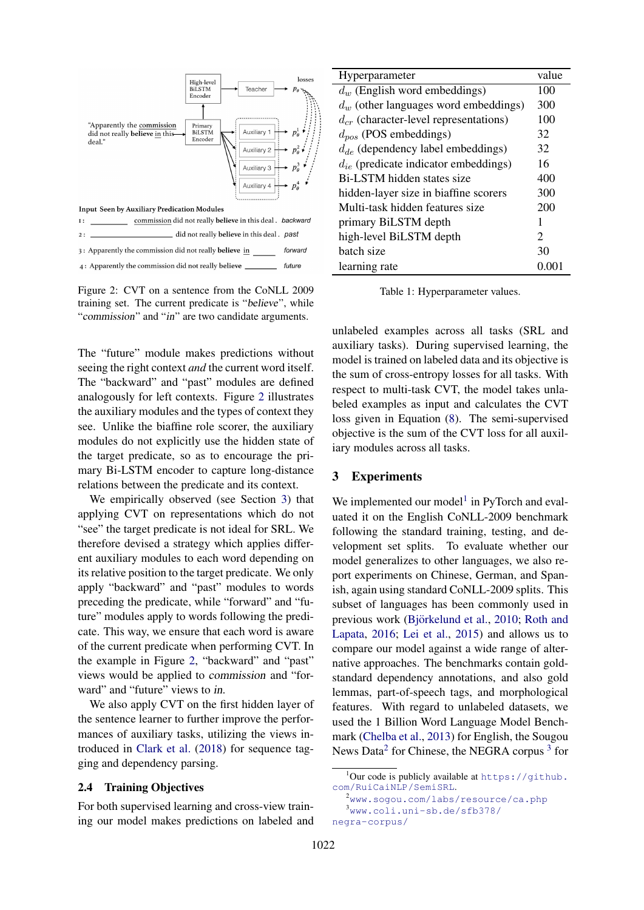Figure 2: CVT on a sentence from the CoNLL 2009 training set. The current predicate is "*believe*", while "*commission*" and "*in*" are two candidate arguments.

| Hyperparameter | value |
|---|---|
| $d_w$ (English word embeddings) | 100 |
| $d_w$ (other languages word embeddings) | 300 |
| $d_{cr}$ (character-level representations) | 100 |
| $d_{pos}$ (POS embeddings) | 32 |
| $d_{de}$ (dependency label embeddings) | 32 |
| $d_{ie}$ (predicate indicator embeddings) | 16 |
| Bi-LSTM hidden states size | 400 |
| hidden-layer size in biaffine scorers | 300 |
| Multi-task hidden features size | 200 |
| primary BiLSTM depth | 1 |
| high-level BiLSTM depth | 2 |
| batch size | 30 |
| learning rate | 0.001 |

Table 1: Hyperparameter values.

The "future" module makes predictions without seeing the right context *and* the current word itself. The "backward" and "past" modules are defined analogously for left contexts. Figure 2 illustrates the auxiliary modules and the types of context they see. Unlike the biaffine role scorer, the auxiliary modules do not explicitly use the hidden state of the target predicate, so as to encourage the primary Bi-LSTM encoder to capture long-distance relations between the predicate and its context.

We empirically observed (see Section 3) that applying CVT on representations which do not "see" the target predicate is not ideal for SRL. We therefore devised a strategy which applies different auxiliary modules to each word depending on its relative position to the target predicate. We only apply "backward" and "past" modules to words preceding the predicate, while "forward" and "future" modules apply to words following the predicate. This way, we ensure that each word is aware of the current predicate when performing CVT. In the example in Figure 2, "backward" and "past" views would be applied to *commission* and "forward" and "future" views to *in*.

We also apply CVT on the first hidden layer of the sentence learner to further improve the performances of auxiliary tasks, utilizing the views introduced in Clark et al. (2018) for sequence tagging and dependency parsing.

## 2.4 Training Objectives

For both supervised learning and cross-view training our model makes predictions on labeled and unlabeled examples across all tasks (SRL and auxiliary tasks). During supervised learning, the model is trained on labeled data and its objective is the sum of cross-entropy losses for all tasks. With respect to multi-task CVT, the model takes unlabeled examples as input and calculates the CVT loss given in Equation (8). The semi-supervised objective is the sum of the CVT loss for all auxiliary modules across all tasks.

# 3 Experiments

We implemented our model[1] in PyTorch and evaluated it on the English CoNLL-2009 benchmark following the standard training, testing, and development set splits. To evaluate whether our model generalizes to other languages, we also report experiments on Chinese, German, and Spanish, again using standard CoNLL-2009 splits. This subset of languages has been commonly used in previous work (Björkelund et al., 2010; Roth and Lapata, 2016; Lei et al., 2015) and allows us to compare our model against a wide range of alternative approaches. The benchmarks contain gold-standard dependency annotations, and also gold lemmas, part-of-speech tags, and morphological features. With regard to unlabeled datasets, we used the 1 Billion Word Language Model Benchmark (Chelba et al., 2013) for English, the Sougou News Data[2] for Chinese, the NEGRA corpus [3] for

[1] Our code is publicly available at https://github.com/RuiCaiNLP/SemiSRL.

[2] www.sogou.com/labs/resource/ca.php

[3] www.coli.uni-sb.de/sfb378/negra-corpus/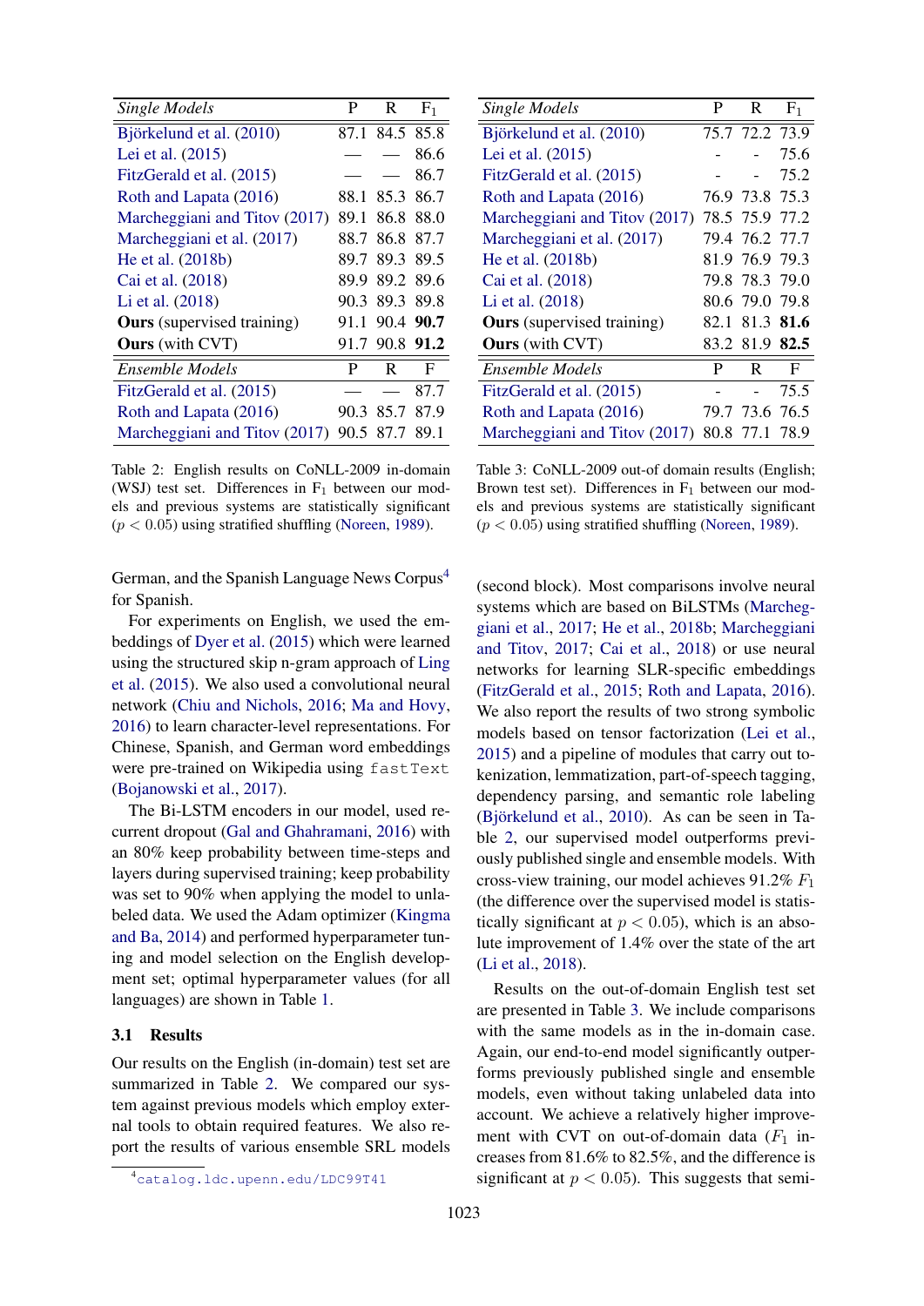| *Single Models* | P | R | $F_1$ |
|---|---|---|---|
| Björkelund et al. (2010) | 87.1 | 84.5 | 85.8 |
| Lei et al. (2015) | — | — | 86.6 |
| FitzGerald et al. (2015) | — | — | 86.7 |
| Roth and Lapata (2016) | 88.1 | 85.3 | 86.7 |
| Marcheggiani and Titov (2017) | 89.1 | 86.8 | 88.0 |
| Marcheggiani et al. (2017) | 88.7 | 86.8 | 87.7 |
| He et al. (2018b) | 89.7 | 89.3 | 89.5 |
| Cai et al. (2018) | 89.9 | 89.2 | 89.6 |
| Li et al. (2018) | 90.3 | 89.3 | 89.8 |
| **Ours** (supervised training) | 91.1 | 90.4 | **90.7** |
| **Ours** (with CVT) | 91.7 | 90.8 | **91.2** |
| *Ensemble Models* | P | R | F |
| FitzGerald et al. (2015) | — | — | 87.7 |
| Roth and Lapata (2016) | 90.3 | 85.7 | 87.9 |
| Marcheggiani and Titov (2017) | 90.5 | 87.7 | 89.1 |

Table 2: English results on CoNLL-2009 in-domain (WSJ) test set. Differences in $F_1$ between our models and previous systems are statistically significant ($p < 0.05$) using stratified shuffling (Noreen, 1989).

| *Single Models* | P | R | $F_1$ |
|---|---|---|---|
| Björkelund et al. (2010) | 75.7 | 72.2 | 73.9 |
| Lei et al. (2015) | - | - | 75.6 |
| FitzGerald et al. (2015) | - | - | 75.2 |
| Roth and Lapata (2016) | 76.9 | 73.8 | 75.3 |
| Marcheggiani and Titov (2017) | 78.5 | 75.9 | 77.2 |
| Marcheggiani et al. (2017) | 79.4 | 76.2 | 77.7 |
| He et al. (2018b) | 81.9 | 76.9 | 79.3 |
| Cai et al. (2018) | 79.8 | 78.3 | 79.0 |
| Li et al. (2018) | 80.6 | 79.0 | 79.8 |
| **Ours** (supervised training) | 82.1 | 81.3 | **81.6** |
| **Ours** (with CVT) | 83.2 | 81.9 | **82.5** |
| *Ensemble Models* | P | R | F |
| FitzGerald et al. (2015) | - | - | 75.5 |
| Roth and Lapata (2016) | 79.7 | 73.6 | 76.5 |
| Marcheggiani and Titov (2017) | 80.8 | 77.1 | 78.9 |

Table 3: CoNLL-2009 out-of domain results (English; Brown test set). Differences in $F_1$ between our models and previous systems are statistically significant ($p < 0.05$) using stratified shuffling (Noreen, 1989).

German, and the Spanish Language News Corpus[4] for Spanish.

For experiments on English, we used the embeddings of Dyer et al. (2015) which were learned using the structured skip n-gram approach of Ling et al. (2015). We also used a convolutional neural network (Chiu and Nichols, 2016; Ma and Hovy, 2016) to learn character-level representations. For Chinese, Spanish, and German word embeddings were pre-trained on Wikipedia using `fastText` (Bojanowski et al., 2017).

The Bi-LSTM encoders in our model, used recurrent dropout (Gal and Ghahramani, 2016) with an 80% keep probability between time-steps and layers during supervised training; keep probability was set to 90% when applying the model to unlabeled data. We used the Adam optimizer (Kingma and Ba, 2014) and performed hyperparameter tuning and model selection on the English development set; optimal hyperparameter values (for all languages) are shown in Table 1.

### 3.1 Results

Our results on the English (in-domain) test set are summarized in Table 2. We compared our system against previous models which employ external tools to obtain required features. We also report the results of various ensemble SRL models (second block). Most comparisons involve neural systems which are based on BiLSTMs (Marcheggiani et al., 2017; He et al., 2018b; Marcheggiani and Titov, 2017; Cai et al., 2018) or use neural networks for learning SLR-specific embeddings (FitzGerald et al., 2015; Roth and Lapata, 2016). We also report the results of two strong symbolic models based on tensor factorization (Lei et al., 2015) and a pipeline of modules that carry out tokenization, lemmatization, part-of-speech tagging, dependency parsing, and semantic role labeling (Björkelund et al., 2010). As can be seen in Table 2, our supervised model outperforms previously published single and ensemble models. With cross-view training, our model achieves 91.2% $F_1$ (the difference over the supervised model is statistically significant at $p < 0.05$), which is an absolute improvement of 1.4% over the state of the art (Li et al., 2018).

Results on the out-of-domain English test set are presented in Table 3. We include comparisons with the same models as in the in-domain case. Again, our end-to-end model significantly outperforms previously published single and ensemble models, even without taking unlabeled data into account. We achieve a relatively higher improvement with CVT on out-of-domain data ($F_1$ increases from 81.6% to 82.5%, and the difference is significant at $p < 0.05$). This suggests that semi-

[4] catalog.ldc.upenn.edu/LDC99T41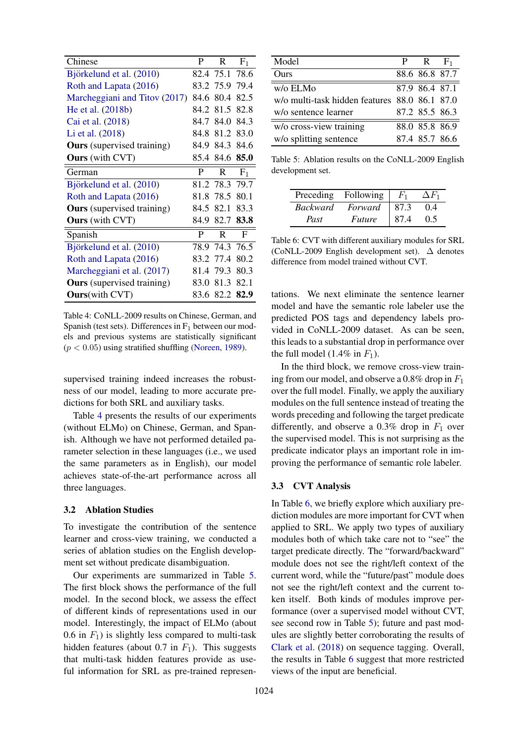| Chinese | P | R | $F_1$ |
|---|---|---|---|
| Björkelund et al. (2010) | 82.4 | 75.1 | 78.6 |
| Roth and Lapata (2016) | 83.2 | 75.9 | 79.4 |
| Marcheggiani and Titov (2017) | 84.6 | 80.4 | 82.5 |
| He et al. (2018b) | 84.2 | 81.5 | 82.8 |
| Cai et al. (2018) | 84.7 | 84.0 | 84.3 |
| Li et al. (2018) | 84.8 | 81.2 | 83.0 |
| **Ours** (supervised training) | 84.9 | 84.3 | 84.6 |
| **Ours** (with CVT) | 85.4 | 84.6 | **85.0** |
| German | P | R | $F_1$ |
| Björkelund et al. (2010) | 81.2 | 78.3 | 79.7 |
| Roth and Lapata (2016) | 81.8 | 78.5 | 80.1 |
| **Ours** (supervised training) | 84.5 | 82.1 | 83.3 |
| **Ours** (with CVT) | 84.9 | 82.7 | **83.8** |
| Spanish | P | R | F |
| Björkelund et al. (2010) | 78.9 | 74.3 | 76.5 |
| Roth and Lapata (2016) | 83.2 | 77.4 | 80.2 |
| Marcheggiani et al. (2017) | 81.4 | 79.3 | 80.3 |
| **Ours** (supervised training) | 83.0 | 81.3 | 82.1 |
| **Ours**(with CVT) | 83.6 | 82.2 | **82.9** |

Table 4: CoNLL-2009 results on Chinese, German, and Spanish (test sets). Differences in $F_1$ between our models and previous systems are statistically significant ($p < 0.05$) using stratified shuffling (Noreen, 1989).

supervised training indeed increases the robustness of our model, leading to more accurate predictions for both SRL and auxiliary tasks.

Table 4 presents the results of our experiments (without ELMo) on Chinese, German, and Spanish. Although we have not performed detailed parameter selection in these languages (i.e., we used the same parameters as in English), our model achieves state-of-the-art performance across all three languages.

### 3.2 Ablation Studies

To investigate the contribution of the sentence learner and cross-view training, we conducted a series of ablation studies on the English development set without predicate disambiguation.

Our experiments are summarized in Table 5. The first block shows the performance of the full model. In the second block, we assess the effect of different kinds of representations used in our model. Interestingly, the impact of ELMo (about 0.6 in $F_1$) is slightly less compared to multi-task hidden features (about 0.7 in $F_1$). This suggests that multi-task hidden features provide as useful information for SRL as pre-trained representations. We next eliminate the sentence learner model and have the semantic role labeler use the predicted POS tags and dependency labels provided in CoNLL-2009 dataset. As can be seen, this leads to a substantial drop in performance over the full model (1.4% in $F_1$).

In the third block, we remove cross-view training from our model, and observe a 0.8% drop in $F_1$ over the full model. Finally, we apply the auxiliary modules on the full sentence instead of treating the words preceding and following the target predicate differently, and observe a 0.3% drop in $F_1$ over the supervised model. This is not surprising as the predicate indicator plays an important role in improving the performance of semantic role labeler.

| Model | P | R | $F_1$ |
|---|---|---|---|
| Ours | 88.6 | 86.8 | 87.7 |
| w/o ELMo | 87.9 | 86.4 | 87.1 |
| w/o multi-task hidden features | 88.0 | 86.1 | 87.0 |
| w/o sentence learner | 87.2 | 85.5 | 86.3 |
| w/o cross-view training | 88.0 | 85.8 | 86.9 |
| w/o splitting sentence | 87.4 | 85.7 | 86.6 |

Table 5: Ablation results on the CoNLL-2009 English development set.

| Preceding | Following | $F_1$ | $\Delta F_1$ |
|---|---|---|---|
| *Backward* | *Forward* | 87.3 | 0.4 |
| *Past* | *Future* | 87.4 | 0.5 |

Table 6: CVT with different auxiliary modules for SRL (CoNLL-2009 English development set). $\Delta$ denotes difference from model trained without CVT.

### 3.3 CVT Analysis

In Table 6, we briefly explore which auxiliary prediction modules are more important for CVT when applied to SRL. We apply two types of auxiliary modules both of which take care not to "see" the target predicate directly. The "forward/backward" module does not see the right/left context of the current word, while the "future/past" module does not see the right/left context and the current token itself. Both kinds of modules improve performance (over a supervised model without CVT, see second row in Table 5); future and past modules are slightly better corroborating the results of Clark et al. (2018) on sequence tagging. Overall, the results in Table 6 suggest that more restricted views of the input are beneficial.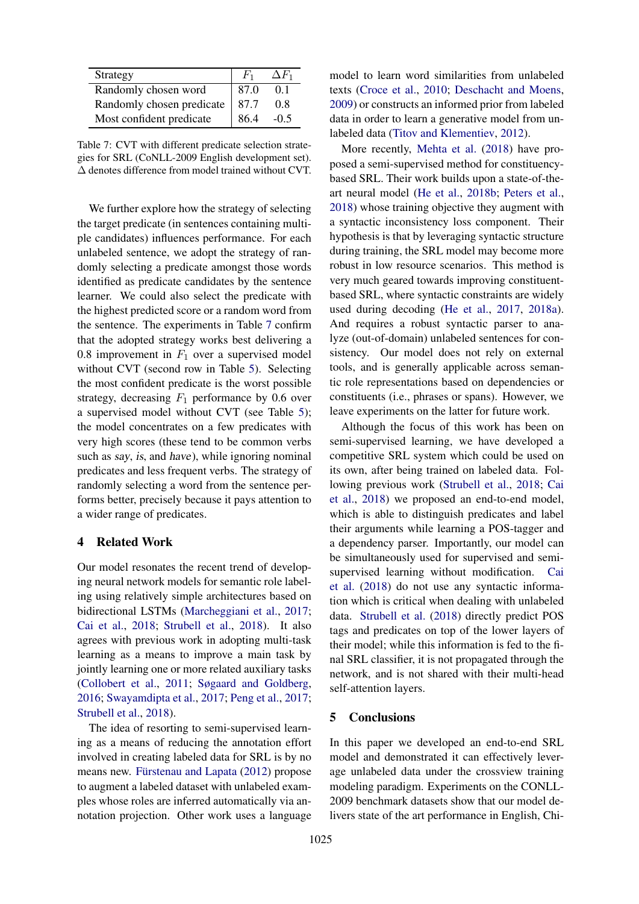| Strategy | $F_1$ | $\Delta F_1$ |
|---|---|---|
| Randomly chosen word | 87.0 | 0.1 |
| Randomly chosen predicate | 87.7 | 0.8 |
| Most confident predicate | 86.4 | -0.5 |

Table 7: CVT with different predicate selection strategies for SRL (CoNLL-2009 English development set). $\Delta$ denotes difference from model trained without CVT.

We further explore how the strategy of selecting the target predicate (in sentences containing multiple candidates) influences performance. For each unlabeled sentence, we adopt the strategy of randomly selecting a predicate amongst those words identified as predicate candidates by the sentence learner. We could also select the predicate with the highest predicted score or a random word from the sentence. The experiments in Table 7 confirm that the adopted strategy works best delivering a 0.8 improvement in $F_1$ over a supervised model without CVT (second row in Table 5). Selecting the most confident predicate is the worst possible strategy, decreasing $F_1$ performance by 0.6 over a supervised model without CVT (see Table 5); the model concentrates on a few predicates with very high scores (these tend to be common verbs such as *say*, *is*, and *have*), while ignoring nominal predicates and less frequent verbs. The strategy of randomly selecting a word from the sentence performs better, precisely because it pays attention to a wider range of predicates.

## 4 Related Work

Our model resonates the recent trend of developing neural network models for semantic role labeling using relatively simple architectures based on bidirectional LSTMs (Marcheggiani et al., 2017; Cai et al., 2018; Strubell et al., 2018). It also agrees with previous work in adopting multi-task learning as a means to improve a main task by jointly learning one or more related auxiliary tasks (Collobert et al., 2011; Søgaard and Goldberg, 2016; Swayamdipta et al., 2017; Peng et al., 2017; Strubell et al., 2018).

The idea of resorting to semi-supervised learning as a means of reducing the annotation effort involved in creating labeled data for SRL is by no means new. Fürstenau and Lapata (2012) propose to augment a labeled dataset with unlabeled examples whose roles are inferred automatically via annotation projection. Other work uses a language model to learn word similarities from unlabeled texts (Croce et al., 2010; Deschacht and Moens, 2009) or constructs an informed prior from labeled data in order to learn a generative model from unlabeled data (Titov and Klementiev, 2012).

More recently, Mehta et al. (2018) have proposed a semi-supervised method for constituency-based SRL. Their work builds upon a state-of-the-art neural model (He et al., 2018b; Peters et al., 2018) whose training objective they augment with a syntactic inconsistency loss component. Their hypothesis is that by leveraging syntactic structure during training, the SRL model may become more robust in low resource scenarios. This method is very much geared towards improving constituent-based SRL, where syntactic constraints are widely used during decoding (He et al., 2017, 2018a). And requires a robust syntactic parser to analyze (out-of-domain) unlabeled sentences for consistency. Our model does not rely on external tools, and is generally applicable across semantic role representations based on dependencies or constituents (i.e., phrases or spans). However, we leave experiments on the latter for future work.

Although the focus of this work has been on semi-supervised learning, we have developed a competitive SRL system which could be used on its own, after being trained on labeled data. Following previous work (Strubell et al., 2018; Cai et al., 2018) we proposed an end-to-end model, which is able to distinguish predicates and label their arguments while learning a POS-tagger and a dependency parser. Importantly, our model can be simultaneously used for supervised and semi-supervised learning without modification. Cai et al. (2018) do not use any syntactic information which is critical when dealing with unlabeled data. Strubell et al. (2018) directly predict POS tags and predicates on top of the lower layers of their model; while this information is fed to the final SRL classifier, it is not propagated through the network, and is not shared with their multi-head self-attention layers.

## 5 Conclusions

In this paper we developed an end-to-end SRL model and demonstrated it can effectively leverage unlabeled data under the crossview training modeling paradigm. Experiments on the CONLL-2009 benchmark datasets show that our model delivers state of the art performance in English, Chi-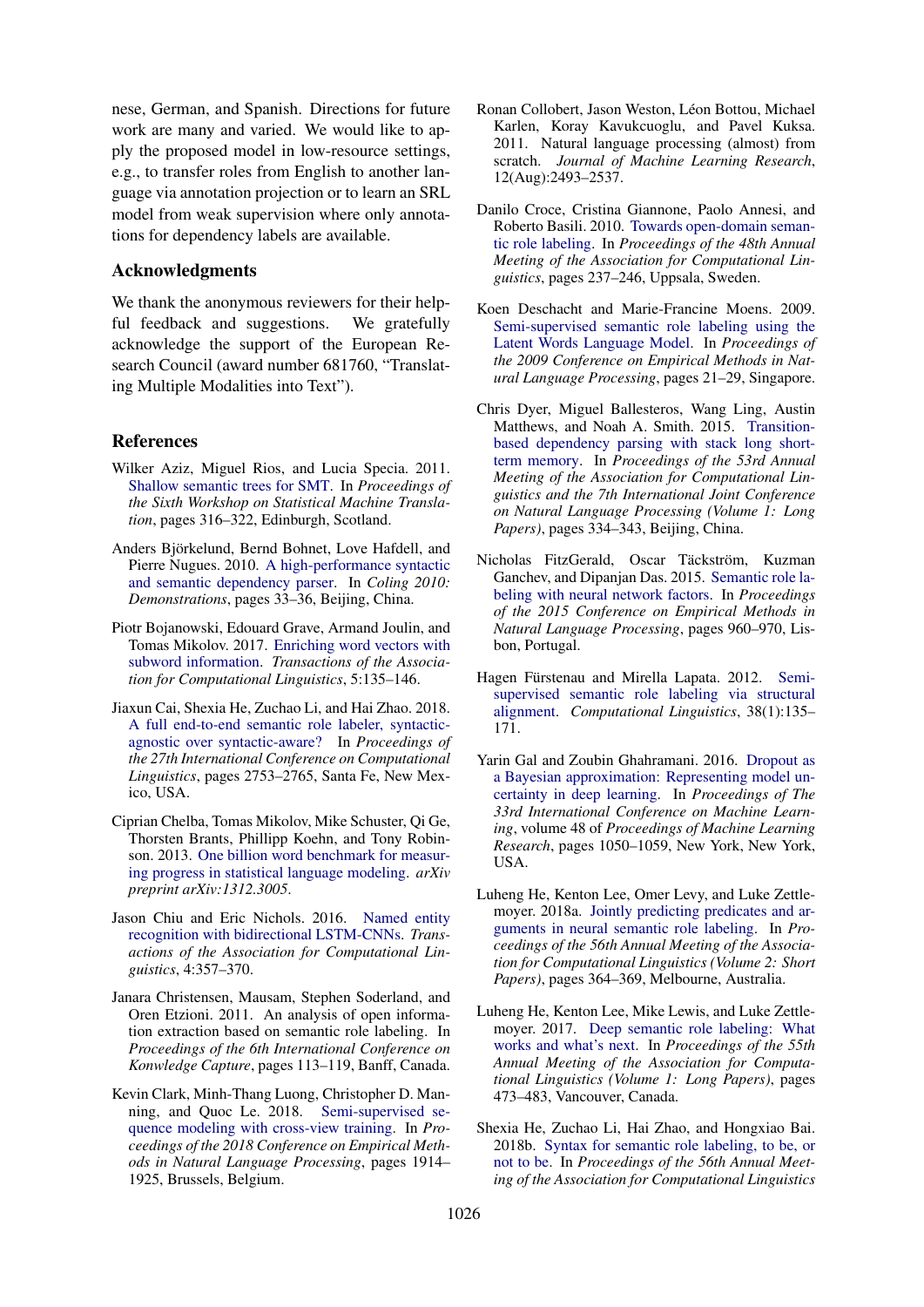nese, German, and Spanish. Directions for future work are many and varied. We would like to apply the proposed model in low-resource settings, e.g., to transfer roles from English to another language via annotation projection or to learn an SRL model from weak supervision where only annotations for dependency labels are available.

## Acknowledgments

We thank the anonymous reviewers for their helpful feedback and suggestions. We gratefully acknowledge the support of the European Research Council (award number 681760, "Translating Multiple Modalities into Text").

## References

Wilker Aziz, Miguel Rios, and Lucia Specia. 2011. Shallow semantic trees for SMT. In *Proceedings of the Sixth Workshop on Statistical Machine Translation*, pages 316–322, Edinburgh, Scotland.

Anders Björkelund, Bernd Bohnet, Love Hafdell, and Pierre Nugues. 2010. A high-performance syntactic and semantic dependency parser. In *Coling 2010: Demonstrations*, pages 33–36, Beijing, China.

Piotr Bojanowski, Edouard Grave, Armand Joulin, and Tomas Mikolov. 2017. Enriching word vectors with subword information. *Transactions of the Association for Computational Linguistics*, 5:135–146.

Jiaxun Cai, Shexia He, Zuchao Li, and Hai Zhao. 2018. A full end-to-end semantic role labeler, syntactic-agnostic over syntactic-aware? In *Proceedings of the 27th International Conference on Computational Linguistics*, pages 2753–2765, Santa Fe, New Mexico, USA.

Ciprian Chelba, Tomas Mikolov, Mike Schuster, Qi Ge, Thorsten Brants, Phillipp Koehn, and Tony Robinson. 2013. One billion word benchmark for measuring progress in statistical language modeling. *arXiv preprint arXiv:1312.3005*.

Jason Chiu and Eric Nichols. 2016. Named entity recognition with bidirectional LSTM-CNNs. *Transactions of the Association for Computational Linguistics*, 4:357–370.

Janara Christensen, Mausam, Stephen Soderland, and Oren Etzioni. 2011. An analysis of open information extraction based on semantic role labeling. In *Proceedings of the 6th International Conference on Konwledge Capture*, pages 113–119, Banff, Canada.

Kevin Clark, Minh-Thang Luong, Christopher D. Manning, and Quoc Le. 2018. Semi-supervised sequence modeling with cross-view training. In *Proceedings of the 2018 Conference on Empirical Methods in Natural Language Processing*, pages 1914–1925, Brussels, Belgium.

Ronan Collobert, Jason Weston, Léon Bottou, Michael Karlen, Koray Kavukcuoglu, and Pavel Kuksa. 2011. Natural language processing (almost) from scratch. *Journal of Machine Learning Research*, 12(Aug):2493–2537.

Danilo Croce, Cristina Giannone, Paolo Annesi, and Roberto Basili. 2010. Towards open-domain semantic role labeling. In *Proceedings of the 48th Annual Meeting of the Association for Computational Linguistics*, pages 237–246, Uppsala, Sweden.

Koen Deschacht and Marie-Francine Moens. 2009. Semi-supervised semantic role labeling using the Latent Words Language Model. In *Proceedings of the 2009 Conference on Empirical Methods in Natural Language Processing*, pages 21–29, Singapore.

Chris Dyer, Miguel Ballesteros, Wang Ling, Austin Matthews, and Noah A. Smith. 2015. Transition-based dependency parsing with stack long short-term memory. In *Proceedings of the 53rd Annual Meeting of the Association for Computational Linguistics and the 7th International Joint Conference on Natural Language Processing (Volume 1: Long Papers)*, pages 334–343, Beijing, China.

Nicholas FitzGerald, Oscar Täckström, Kuzman Ganchev, and Dipanjan Das. 2015. Semantic role labeling with neural network factors. In *Proceedings of the 2015 Conference on Empirical Methods in Natural Language Processing*, pages 960–970, Lisbon, Portugal.

Hagen Fürstenau and Mirella Lapata. 2012. Semi-supervised semantic role labeling via structural alignment. *Computational Linguistics*, 38(1):135–171.

Yarin Gal and Zoubin Ghahramani. 2016. Dropout as a Bayesian approximation: Representing model uncertainty in deep learning. In *Proceedings of The 33rd International Conference on Machine Learning*, volume 48 of *Proceedings of Machine Learning Research*, pages 1050–1059, New York, New York, USA.

Luheng He, Kenton Lee, Omer Levy, and Luke Zettlemoyer. 2018a. Jointly predicting predicates and arguments in neural semantic role labeling. In *Proceedings of the 56th Annual Meeting of the Association for Computational Linguistics (Volume 2: Short Papers)*, pages 364–369, Melbourne, Australia.

Luheng He, Kenton Lee, Mike Lewis, and Luke Zettlemoyer. 2017. Deep semantic role labeling: What works and what's next. In *Proceedings of the 55th Annual Meeting of the Association for Computational Linguistics (Volume 1: Long Papers)*, pages 473–483, Vancouver, Canada.

Shexia He, Zuchao Li, Hai Zhao, and Hongxiao Bai. 2018b. Syntax for semantic role labeling, to be, or not to be. In *Proceedings of the 56th Annual Meeting of the Association for Computational Linguistics*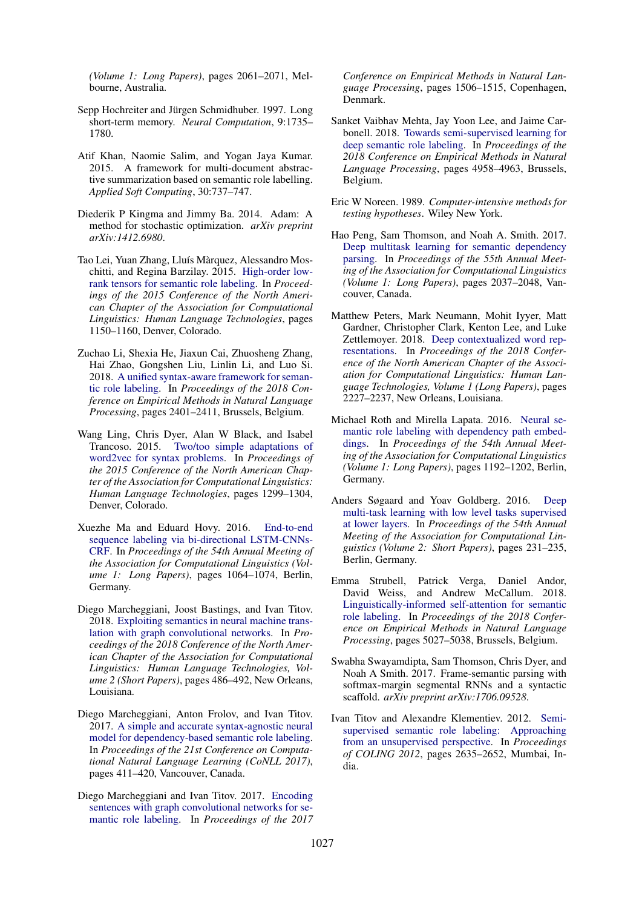*(Volume 1: Long Papers)*, pages 2061–2071, Melbourne, Australia.

Sepp Hochreiter and Jürgen Schmidhuber. 1997. Long short-term memory. *Neural Computation*, 9:1735–1780.

Atif Khan, Naomie Salim, and Yogan Jaya Kumar. 2015. A framework for multi-document abstractive summarization based on semantic role labelling. *Applied Soft Computing*, 30:737–747.

Diederik P Kingma and Jimmy Ba. 2014. Adam: A method for stochastic optimization. *arXiv preprint arXiv:1412.6980*.

Tao Lei, Yuan Zhang, Lluís Màrquez, Alessandro Moschitti, and Regina Barzilay. 2015. High-order low-rank tensors for semantic role labeling. In *Proceedings of the 2015 Conference of the North American Chapter of the Association for Computational Linguistics: Human Language Technologies*, pages 1150–1160, Denver, Colorado.

Zuchao Li, Shexia He, Jiaxun Cai, Zhuosheng Zhang, Hai Zhao, Gongshen Liu, Linlin Li, and Luo Si. 2018. A unified syntax-aware framework for semantic role labeling. In *Proceedings of the 2018 Conference on Empirical Methods in Natural Language Processing*, pages 2401–2411, Brussels, Belgium.

Wang Ling, Chris Dyer, Alan W Black, and Isabel Trancoso. 2015. Two/too simple adaptations of word2vec for syntax problems. In *Proceedings of the 2015 Conference of the North American Chapter of the Association for Computational Linguistics: Human Language Technologies*, pages 1299–1304, Denver, Colorado.

Xuezhe Ma and Eduard Hovy. 2016. End-to-end sequence labeling via bi-directional LSTM-CNNs-CRF. In *Proceedings of the 54th Annual Meeting of the Association for Computational Linguistics (Volume 1: Long Papers)*, pages 1064–1074, Berlin, Germany.

Diego Marcheggiani, Joost Bastings, and Ivan Titov. 2018. Exploiting semantics in neural machine translation with graph convolutional networks. In *Proceedings of the 2018 Conference of the North American Chapter of the Association for Computational Linguistics: Human Language Technologies, Volume 2 (Short Papers)*, pages 486–492, New Orleans, Louisiana.

Diego Marcheggiani, Anton Frolov, and Ivan Titov. 2017. A simple and accurate syntax-agnostic neural model for dependency-based semantic role labeling. In *Proceedings of the 21st Conference on Computational Natural Language Learning (CoNLL 2017)*, pages 411–420, Vancouver, Canada.

Diego Marcheggiani and Ivan Titov. 2017. Encoding sentences with graph convolutional networks for semantic role labeling. In *Proceedings of the 2017 Conference on Empirical Methods in Natural Language Processing*, pages 1506–1515, Copenhagen, Denmark.

Sanket Vaibhav Mehta, Jay Yoon Lee, and Jaime Carbonell. 2018. Towards semi-supervised learning for deep semantic role labeling. In *Proceedings of the 2018 Conference on Empirical Methods in Natural Language Processing*, pages 4958–4963, Brussels, Belgium.

Eric W Noreen. 1989. *Computer-intensive methods for testing hypotheses*. Wiley New York.

Hao Peng, Sam Thomson, and Noah A. Smith. 2017. Deep multitask learning for semantic dependency parsing. In *Proceedings of the 55th Annual Meeting of the Association for Computational Linguistics (Volume 1: Long Papers)*, pages 2037–2048, Vancouver, Canada.

Matthew Peters, Mark Neumann, Mohit Iyyer, Matt Gardner, Christopher Clark, Kenton Lee, and Luke Zettlemoyer. 2018. Deep contextualized word representations. In *Proceedings of the 2018 Conference of the North American Chapter of the Association for Computational Linguistics: Human Language Technologies, Volume 1 (Long Papers)*, pages 2227–2237, New Orleans, Louisiana.

Michael Roth and Mirella Lapata. 2016. Neural semantic role labeling with dependency path embeddings. In *Proceedings of the 54th Annual Meeting of the Association for Computational Linguistics (Volume 1: Long Papers)*, pages 1192–1202, Berlin, Germany.

Anders Søgaard and Yoav Goldberg. 2016. Deep multi-task learning with low level tasks supervised at lower layers. In *Proceedings of the 54th Annual Meeting of the Association for Computational Linguistics (Volume 2: Short Papers)*, pages 231–235, Berlin, Germany.

Emma Strubell, Patrick Verga, Daniel Andor, David Weiss, and Andrew McCallum. 2018. Linguistically-informed self-attention for semantic role labeling. In *Proceedings of the 2018 Conference on Empirical Methods in Natural Language Processing*, pages 5027–5038, Brussels, Belgium.

Swabha Swayamdipta, Sam Thomson, Chris Dyer, and Noah A Smith. 2017. Frame-semantic parsing with softmax-margin segmental RNNs and a syntactic scaffold. *arXiv preprint arXiv:1706.09528*.

Ivan Titov and Alexandre Klementiev. 2012. Semi-supervised semantic role labeling: Approaching from an unsupervised perspective. In *Proceedings of COLING 2012*, pages 2635–2652, Mumbai, India.